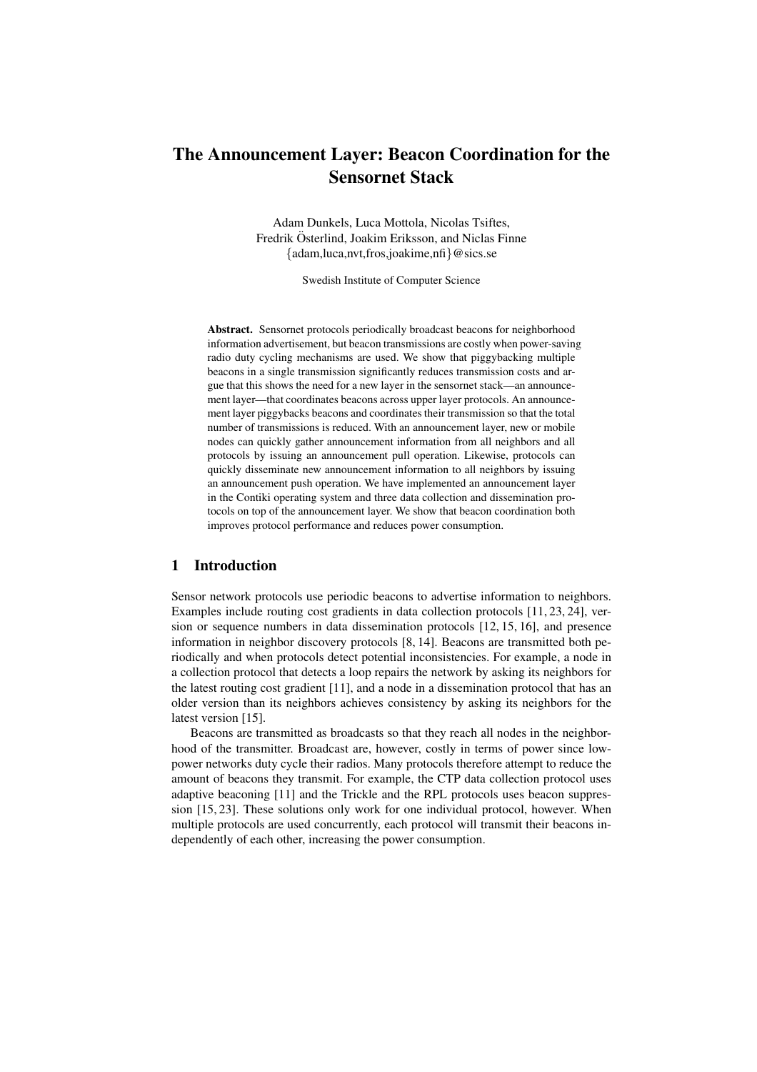# The Announcement Layer: Beacon Coordination for the Sensornet Stack

Adam Dunkels, Luca Mottola, Nicolas Tsiftes,
Fredrik Österlind, Joakim Eriksson, and Niclas Finne
{adam,luca,nvt,fros,joakime,nfi}@sics.se

Swedish Institute of Computer Science

**Abstract.** Sensornet protocols periodically broadcast beacons for neighborhood information advertisement, but beacon transmissions are costly when power-saving radio duty cycling mechanisms are used. We show that piggybacking multiple beacons in a single transmission significantly reduces transmission costs and argue that this shows the need for a new layer in the sensornet stack—an announcement layer—that coordinates beacons across upper layer protocols. An announcement layer piggybacks beacons and coordinates their transmission so that the total number of transmissions is reduced. With an announcement layer, new or mobile nodes can quickly gather announcement information from all neighbors and all protocols by issuing an announcement pull operation. Likewise, protocols can quickly disseminate new announcement information to all neighbors by issuing an announcement push operation. We have implemented an announcement layer in the Contiki operating system and three data collection and dissemination protocols on top of the announcement layer. We show that beacon coordination both improves protocol performance and reduces power consumption.

## 1 Introduction

Sensor network protocols use periodic beacons to advertise information to neighbors. Examples include routing cost gradients in data collection protocols [11, 23, 24], version or sequence numbers in data dissemination protocols [12, 15, 16], and presence information in neighbor discovery protocols [8, 14]. Beacons are transmitted both periodically and when protocols detect potential inconsistencies. For example, a node in a collection protocol that detects a loop repairs the network by asking its neighbors for the latest routing cost gradient [11], and a node in a dissemination protocol that has an older version than its neighbors achieves consistency by asking its neighbors for the latest version [15].

Beacons are transmitted as broadcasts so that they reach all nodes in the neighborhood of the transmitter. Broadcast are, however, costly in terms of power since low-power networks duty cycle their radios. Many protocols therefore attempt to reduce the amount of beacons they transmit. For example, the CTP data collection protocol uses adaptive beaconing [11] and the Trickle and the RPL protocols uses beacon suppression [15, 23]. These solutions only work for one individual protocol, however. When multiple protocols are used concurrently, each protocol will transmit their beacons independently of each other, increasing the power consumption.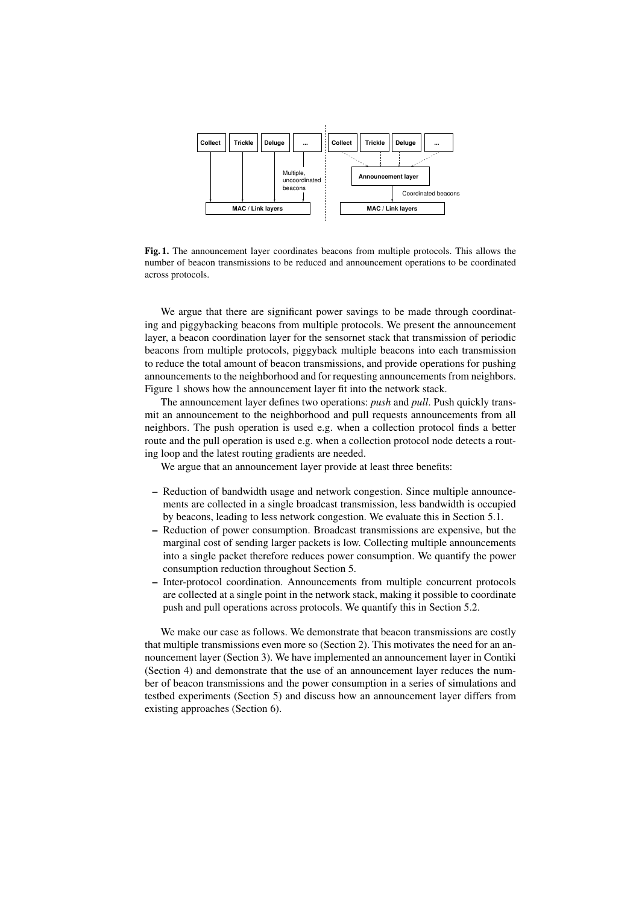**Fig. 1.** The announcement layer coordinates beacons from multiple protocols. This allows the number of beacon transmissions to be reduced and announcement operations to be coordinated across protocols.

We argue that there are significant power savings to be made through coordinating and piggybacking beacons from multiple protocols. We present the announcement layer, a beacon coordination layer for the sensornet stack that transmission of periodic beacons from multiple protocols, piggyback multiple beacons into each transmission to reduce the total amount of beacon transmissions, and provide operations for pushing announcements to the neighborhood and for requesting announcements from neighbors. Figure 1 shows how the announcement layer fit into the network stack.

The announcement layer defines two operations: *push* and *pull*. Push quickly transmit an announcement to the neighborhood and pull requests announcements from all neighbors. The push operation is used e.g. when a collection protocol finds a better route and the pull operation is used e.g. when a collection protocol node detects a routing loop and the latest routing gradients are needed.

We argue that an announcement layer provide at least three benefits:

– Reduction of bandwidth usage and network congestion. Since multiple announcements are collected in a single broadcast transmission, less bandwidth is occupied by beacons, leading to less network congestion. We evaluate this in Section 5.1.
– Reduction of power consumption. Broadcast transmissions are expensive, but the marginal cost of sending larger packets is low. Collecting multiple announcements into a single packet therefore reduces power consumption. We quantify the power consumption reduction throughout Section 5.
– Inter-protocol coordination. Announcements from multiple concurrent protocols are collected at a single point in the network stack, making it possible to coordinate push and pull operations across protocols. We quantify this in Section 5.2.

We make our case as follows. We demonstrate that beacon transmissions are costly that multiple transmissions even more so (Section 2). This motivates the need for an announcement layer (Section 3). We have implemented an announcement layer in Contiki (Section 4) and demonstrate that the use of an announcement layer reduces the number of beacon transmissions and the power consumption in a series of simulations and testbed experiments (Section 5) and discuss how an announcement layer differs from existing approaches (Section 6).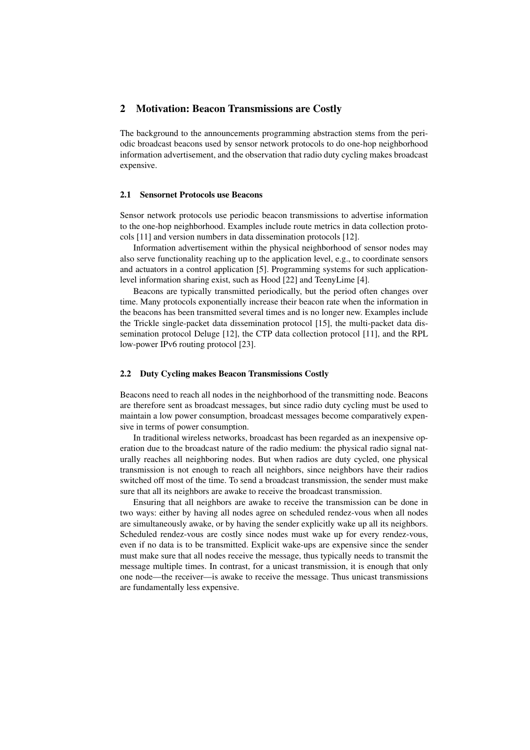## 2 Motivation: Beacon Transmissions are Costly

The background to the announcements programming abstraction stems from the periodic broadcast beacons used by sensor network protocols to do one-hop neighborhood information advertisement, and the observation that radio duty cycling makes broadcast expensive.

### 2.1 Sensornet Protocols use Beacons

Sensor network protocols use periodic beacon transmissions to advertise information to the one-hop neighborhood. Examples include route metrics in data collection protocols [11] and version numbers in data dissemination protocols [12].

Information advertisement within the physical neighborhood of sensor nodes may also serve functionality reaching up to the application level, e.g., to coordinate sensors and actuators in a control application [5]. Programming systems for such application-level information sharing exist, such as Hood [22] and TeenyLime [4].

Beacons are typically transmitted periodically, but the period often changes over time. Many protocols exponentially increase their beacon rate when the information in the beacons has been transmitted several times and is no longer new. Examples include the Trickle single-packet data dissemination protocol [15], the multi-packet data dissemination protocol Deluge [12], the CTP data collection protocol [11], and the RPL low-power IPv6 routing protocol [23].

### 2.2 Duty Cycling makes Beacon Transmissions Costly

Beacons need to reach all nodes in the neighborhood of the transmitting node. Beacons are therefore sent as broadcast messages, but since radio duty cycling must be used to maintain a low power consumption, broadcast messages become comparatively expensive in terms of power consumption.

In traditional wireless networks, broadcast has been regarded as an inexpensive operation due to the broadcast nature of the radio medium: the physical radio signal naturally reaches all neighboring nodes. But when radios are duty cycled, one physical transmission is not enough to reach all neighbors, since neighbors have their radios switched off most of the time. To send a broadcast transmission, the sender must make sure that all its neighbors are awake to receive the broadcast transmission.

Ensuring that all neighbors are awake to receive the transmission can be done in two ways: either by having all nodes agree on scheduled rendez-vous when all nodes are simultaneously awake, or by having the sender explicitly wake up all its neighbors. Scheduled rendez-vous are costly since nodes must wake up for every rendez-vous, even if no data is to be transmitted. Explicit wake-ups are expensive since the sender must make sure that all nodes receive the message, thus typically needs to transmit the message multiple times. In contrast, for a unicast transmission, it is enough that only one node—the receiver—is awake to receive the message. Thus unicast transmissions are fundamentally less expensive.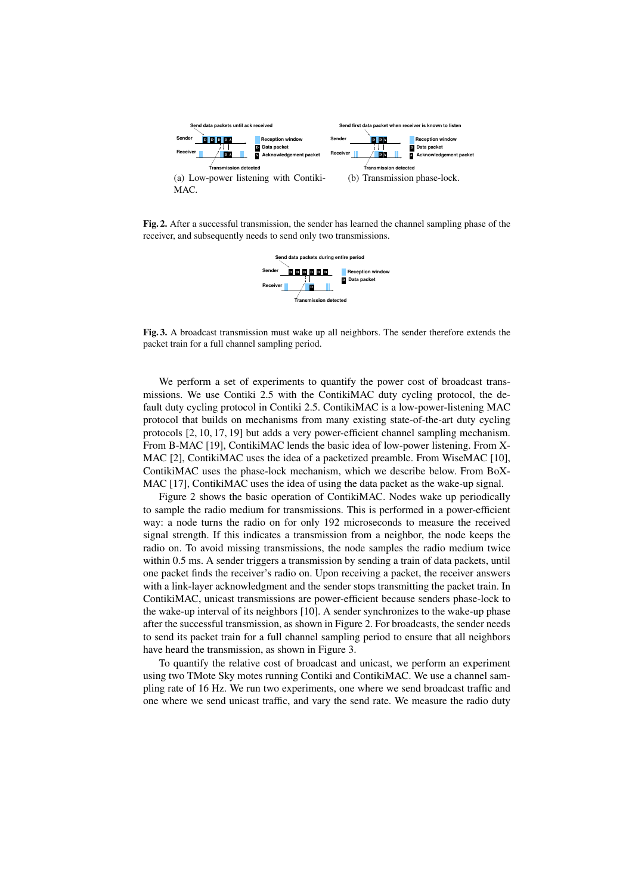(a) Low-power listening with ContikiMAC.

(b) Transmission phase-lock.

**Fig. 2.** After a successful transmission, the sender has learned the channel sampling phase of the receiver, and subsequently needs to send only two transmissions.

**Fig. 3.** A broadcast transmission must wake up all neighbors. The sender therefore extends the packet train for a full channel sampling period.

We perform a set of experiments to quantify the power cost of broadcast transmissions. We use Contiki 2.5 with the ContikiMAC duty cycling protocol, the default duty cycling protocol in Contiki 2.5. ContikiMAC is a low-power-listening MAC protocol that builds on mechanisms from many existing state-of-the-art duty cycling protocols [2, 10, 17, 19] but adds a very power-efficient channel sampling mechanism. From B-MAC [19], ContikiMAC lends the basic idea of low-power listening. From X-MAC [2], ContikiMAC uses the idea of a packetized preamble. From WiseMAC [10], ContikiMAC uses the phase-lock mechanism, which we describe below. From BoX-MAC [17], ContikiMAC uses the idea of using the data packet as the wake-up signal.

Figure 2 shows the basic operation of ContikiMAC. Nodes wake up periodically to sample the radio medium for transmissions. This is performed in a power-efficient way: a node turns the radio on for only 192 microseconds to measure the received signal strength. If this indicates a transmission from a neighbor, the node keeps the radio on. To avoid missing transmissions, the node samples the radio medium twice within 0.5 ms. A sender triggers a transmission by sending a train of data packets, until one packet finds the receiver's radio on. Upon receiving a packet, the receiver answers with a link-layer acknowledgment and the sender stops transmitting the packet train. In ContikiMAC, unicast transmissions are power-efficient because senders phase-lock to the wake-up interval of its neighbors [10]. A sender synchronizes to the wake-up phase after the successful transmission, as shown in Figure 2. For broadcasts, the sender needs to send its packet train for a full channel sampling period to ensure that all neighbors have heard the transmission, as shown in Figure 3.

To quantify the relative cost of broadcast and unicast, we perform an experiment using two TMote Sky motes running Contiki and ContikiMAC. We use a channel sampling rate of 16 Hz. We run two experiments, one where we send broadcast traffic and one where we send unicast traffic, and vary the send rate. We measure the radio duty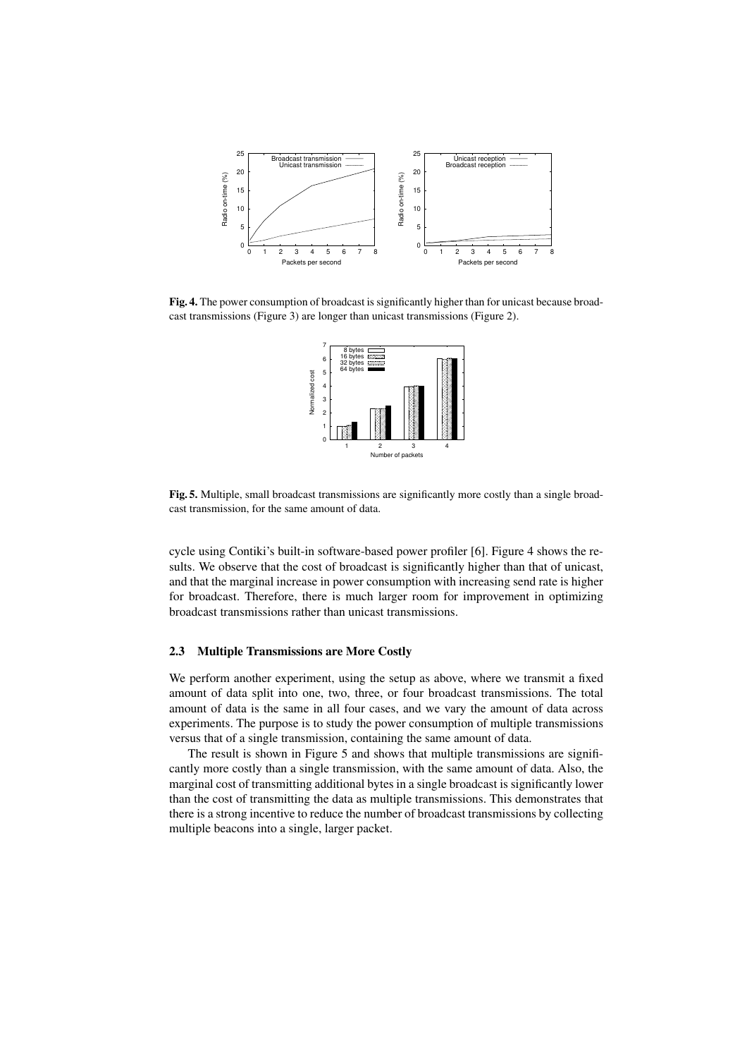**Fig. 4.** The power consumption of broadcast is significantly higher than for unicast because broadcast transmissions (Figure 3) are longer than unicast transmissions (Figure 2).

**Fig. 5.** Multiple, small broadcast transmissions are significantly more costly than a single broadcast transmission, for the same amount of data.

cycle using Contiki's built-in software-based power profiler [6]. Figure 4 shows the results. We observe that the cost of broadcast is significantly higher than that of unicast, and that the marginal increase in power consumption with increasing send rate is higher for broadcast. Therefore, there is much larger room for improvement in optimizing broadcast transmissions rather than unicast transmissions.

### 2.3 Multiple Transmissions are More Costly

We perform another experiment, using the setup as above, where we transmit a fixed amount of data split into one, two, three, or four broadcast transmissions. The total amount of data is the same in all four cases, and we vary the amount of data across experiments. The purpose is to study the power consumption of multiple transmissions versus that of a single transmission, containing the same amount of data.

The result is shown in Figure 5 and shows that multiple transmissions are significantly more costly than a single transmission, with the same amount of data. Also, the marginal cost of transmitting additional bytes in a single broadcast is significantly lower than the cost of transmitting the data as multiple transmissions. This demonstrates that there is a strong incentive to reduce the number of broadcast transmissions by collecting multiple beacons into a single, larger packet.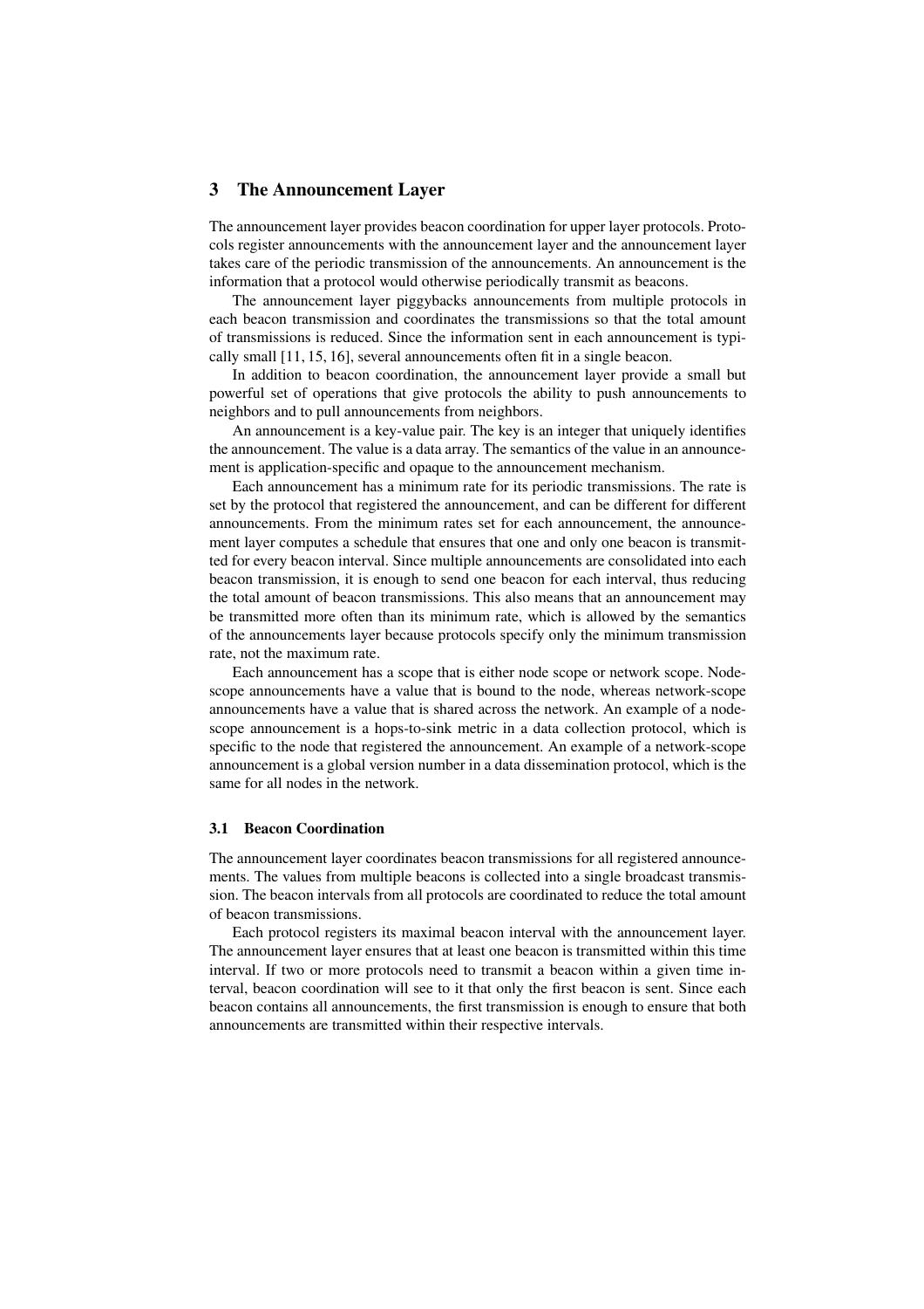## 3 The Announcement Layer

The announcement layer provides beacon coordination for upper layer protocols. Protocols register announcements with the announcement layer and the announcement layer takes care of the periodic transmission of the announcements. An announcement is the information that a protocol would otherwise periodically transmit as beacons.

The announcement layer piggybacks announcements from multiple protocols in each beacon transmission and coordinates the transmissions so that the total amount of transmissions is reduced. Since the information sent in each announcement is typically small [11, 15, 16], several announcements often fit in a single beacon.

In addition to beacon coordination, the announcement layer provide a small but powerful set of operations that give protocols the ability to push announcements to neighbors and to pull announcements from neighbors.

An announcement is a key-value pair. The key is an integer that uniquely identifies the announcement. The value is a data array. The semantics of the value in an announcement is application-specific and opaque to the announcement mechanism.

Each announcement has a minimum rate for its periodic transmissions. The rate is set by the protocol that registered the announcement, and can be different for different announcements. From the minimum rates set for each announcement, the announcement layer computes a schedule that ensures that one and only one beacon is transmitted for every beacon interval. Since multiple announcements are consolidated into each beacon transmission, it is enough to send one beacon for each interval, thus reducing the total amount of beacon transmissions. This also means that an announcement may be transmitted more often than its minimum rate, which is allowed by the semantics of the announcements layer because protocols specify only the minimum transmission rate, not the maximum rate.

Each announcement has a scope that is either node scope or network scope. Node-scope announcements have a value that is bound to the node, whereas network-scope announcements have a value that is shared across the network. An example of a node-scope announcement is a hops-to-sink metric in a data collection protocol, which is specific to the node that registered the announcement. An example of a network-scope announcement is a global version number in a data dissemination protocol, which is the same for all nodes in the network.

### 3.1 Beacon Coordination

The announcement layer coordinates beacon transmissions for all registered announcements. The values from multiple beacons is collected into a single broadcast transmission. The beacon intervals from all protocols are coordinated to reduce the total amount of beacon transmissions.

Each protocol registers its maximal beacon interval with the announcement layer. The announcement layer ensures that at least one beacon is transmitted within this time interval. If two or more protocols need to transmit a beacon within a given time interval, beacon coordination will see to it that only the first beacon is sent. Since each beacon contains all announcements, the first transmission is enough to ensure that both announcements are transmitted within their respective intervals.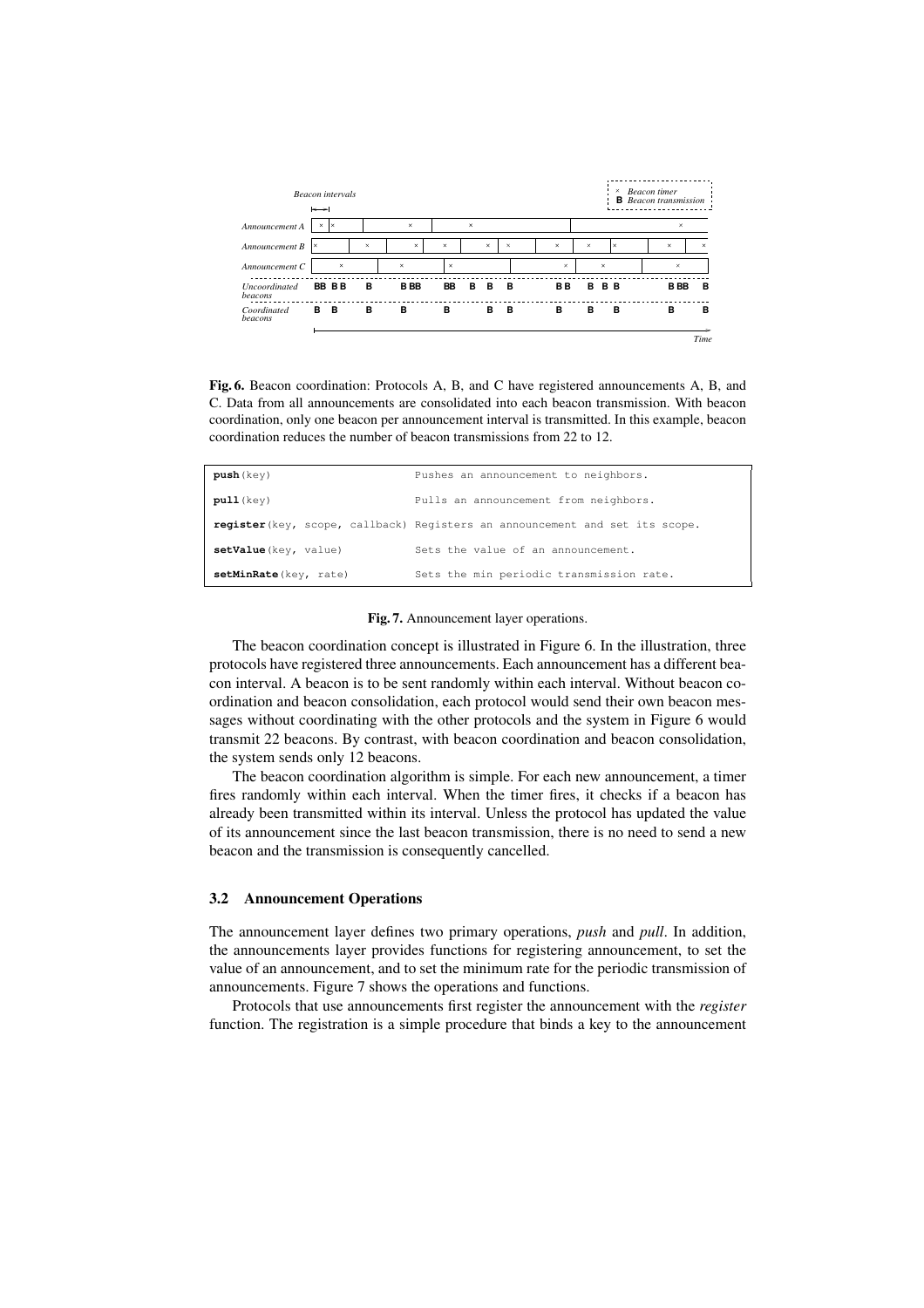**Fig. 6.** Beacon coordination: Protocols A, B, and C have registered announcements A, B, and C. Data from all announcements are consolidated into each beacon transmission. With beacon coordination, only one beacon per announcement interval is transmitted. In this example, beacon coordination reduces the number of beacon transmissions from 22 to 12.

| | |
|---|---|
| **push**(key) | Pushes an announcement to neighbors. |
| **pull**(key) | Pulls an announcement from neighbors. |
| **register**(key, scope, callback) | Registers an announcement and set its scope. |
| **setValue**(key, value) | Sets the value of an announcement. |
| **setMinRate**(key, rate) | Sets the min periodic transmission rate. |

**Fig. 7.** Announcement layer operations.

The beacon coordination concept is illustrated in Figure 6. In the illustration, three protocols have registered three announcements. Each announcement has a different beacon interval. A beacon is to be sent randomly within each interval. Without beacon coordination and beacon consolidation, each protocol would send their own beacon messages without coordinating with the other protocols and the system in Figure 6 would transmit 22 beacons. By contrast, with beacon coordination and beacon consolidation, the system sends only 12 beacons.

The beacon coordination algorithm is simple. For each new announcement, a timer fires randomly within each interval. When the timer fires, it checks if a beacon has already been transmitted within its interval. Unless the protocol has updated the value of its announcement since the last beacon transmission, there is no need to send a new beacon and the transmission is consequently cancelled.

### 3.2 Announcement Operations

The announcement layer defines two primary operations, *push* and *pull*. In addition, the announcements layer provides functions for registering announcement, to set the value of an announcement, and to set the minimum rate for the periodic transmission of announcements. Figure 7 shows the operations and functions.

Protocols that use announcements first register the announcement with the *register* function. The registration is a simple procedure that binds a key to the announcement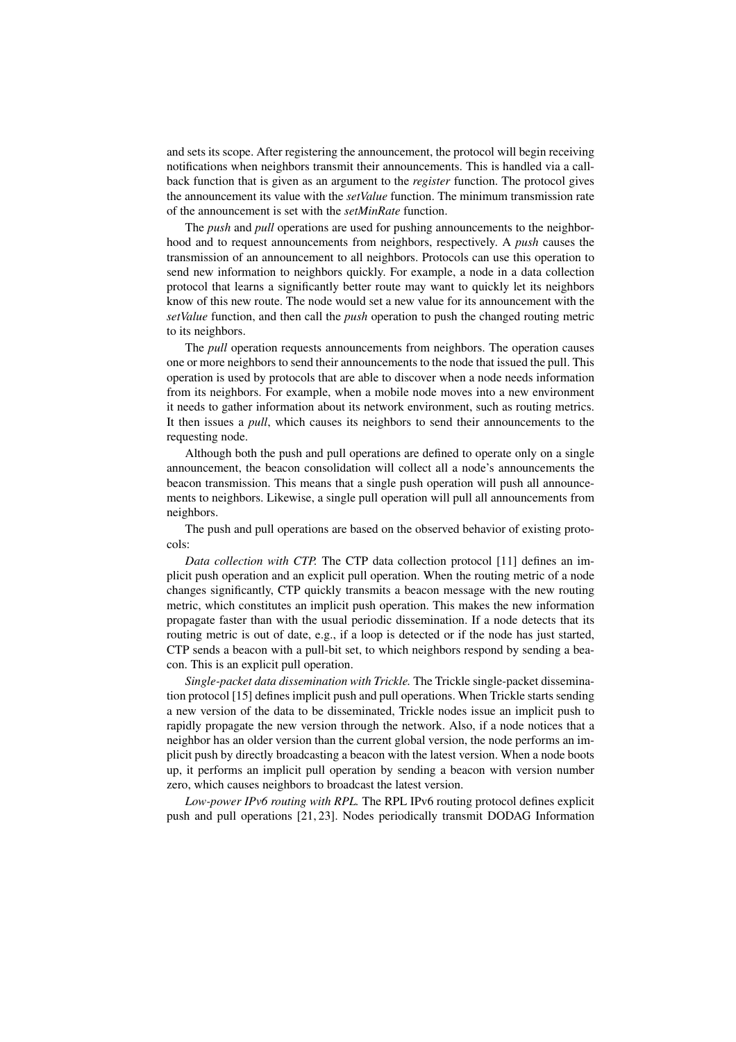and sets its scope. After registering the announcement, the protocol will begin receiving notifications when neighbors transmit their announcements. This is handled via a callback function that is given as an argument to the *register* function. The protocol gives the announcement its value with the *setValue* function. The minimum transmission rate of the announcement is set with the *setMinRate* function.

The *push* and *pull* operations are used for pushing announcements to the neighborhood and to request announcements from neighbors, respectively. A *push* causes the transmission of an announcement to all neighbors. Protocols can use this operation to send new information to neighbors quickly. For example, a node in a data collection protocol that learns a significantly better route may want to quickly let its neighbors know of this new route. The node would set a new value for its announcement with the *setValue* function, and then call the *push* operation to push the changed routing metric to its neighbors.

The *pull* operation requests announcements from neighbors. The operation causes one or more neighbors to send their announcements to the node that issued the pull. This operation is used by protocols that are able to discover when a node needs information from its neighbors. For example, when a mobile node moves into a new environment it needs to gather information about its network environment, such as routing metrics. It then issues a *pull*, which causes its neighbors to send their announcements to the requesting node.

Although both the push and pull operations are defined to operate only on a single announcement, the beacon consolidation will collect all a node's announcements the beacon transmission. This means that a single push operation will push all announcements to neighbors. Likewise, a single pull operation will pull all announcements from neighbors.

The push and pull operations are based on the observed behavior of existing protocols:

*Data collection with CTP.* The CTP data collection protocol [11] defines an implicit push operation and an explicit pull operation. When the routing metric of a node changes significantly, CTP quickly transmits a beacon message with the new routing metric, which constitutes an implicit push operation. This makes the new information propagate faster than with the usual periodic dissemination. If a node detects that its routing metric is out of date, e.g., if a loop is detected or if the node has just started, CTP sends a beacon with a pull-bit set, to which neighbors respond by sending a beacon. This is an explicit pull operation.

*Single-packet data dissemination with Trickle.* The Trickle single-packet dissemination protocol [15] defines implicit push and pull operations. When Trickle starts sending a new version of the data to be disseminated, Trickle nodes issue an implicit push to rapidly propagate the new version through the network. Also, if a node notices that a neighbor has an older version than the current global version, the node performs an implicit push by directly broadcasting a beacon with the latest version. When a node boots up, it performs an implicit pull operation by sending a beacon with version number zero, which causes neighbors to broadcast the latest version.

*Low-power IPv6 routing with RPL.* The RPL IPv6 routing protocol defines explicit push and pull operations [21, 23]. Nodes periodically transmit DODAG Information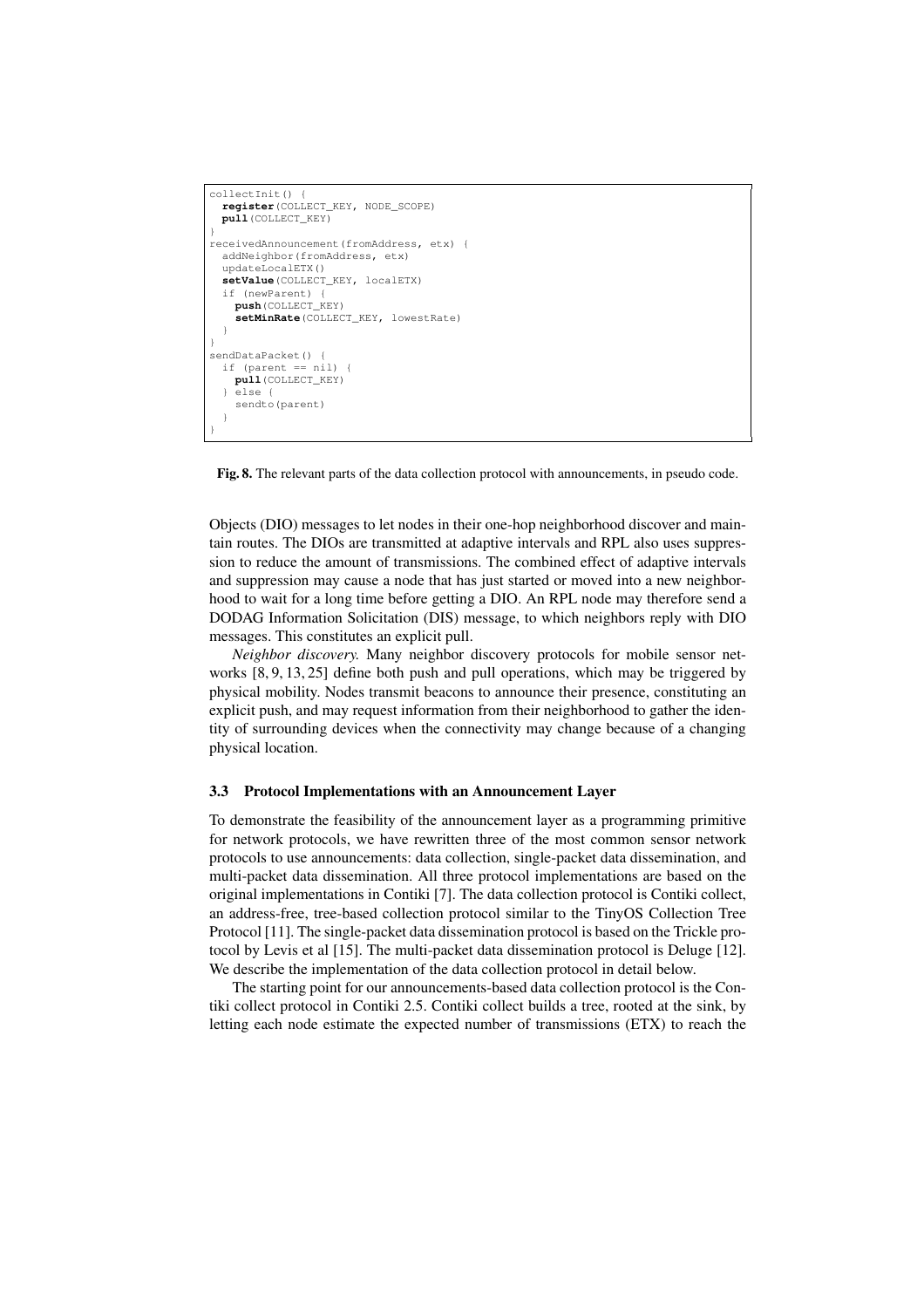```
collectInit() {
  register(COLLECT_KEY, NODE_SCOPE)
  pull(COLLECT_KEY)
}
receivedAnnouncement(fromAddress, etx) {
  addNeighbor(fromAddress, etx)
  updateLocalETX()
  setValue(COLLECT_KEY, localETX)
  if (newParent) {
    push(COLLECT_KEY)
    setMinRate(COLLECT_KEY, lowestRate)
  }
}
sendDataPacket() {
  if (parent == nil) {
    pull(COLLECT_KEY)
  } else {
    sendto(parent)
  }
}
```

**Fig. 8.** The relevant parts of the data collection protocol with announcements, in pseudo code.

Objects (DIO) messages to let nodes in their one-hop neighborhood discover and maintain routes. The DIOs are transmitted at adaptive intervals and RPL also uses suppression to reduce the amount of transmissions. The combined effect of adaptive intervals and suppression may cause a node that has just started or moved into a new neighborhood to wait for a long time before getting a DIO. An RPL node may therefore send a DODAG Information Solicitation (DIS) message, to which neighbors reply with DIO messages. This constitutes an explicit pull.

*Neighbor discovery.* Many neighbor discovery protocols for mobile sensor networks [8, 9, 13, 25] define both push and pull operations, which may be triggered by physical mobility. Nodes transmit beacons to announce their presence, constituting an explicit push, and may request information from their neighborhood to gather the identity of surrounding devices when the connectivity may change because of a changing physical location.

### 3.3 Protocol Implementations with an Announcement Layer

To demonstrate the feasibility of the announcement layer as a programming primitive for network protocols, we have rewritten three of the most common sensor network protocols to use announcements: data collection, single-packet data dissemination, and multi-packet data dissemination. All three protocol implementations are based on the original implementations in Contiki [7]. The data collection protocol is Contiki collect, an address-free, tree-based collection protocol similar to the TinyOS Collection Tree Protocol [11]. The single-packet data dissemination protocol is based on the Trickle protocol by Levis et al [15]. The multi-packet data dissemination protocol is Deluge [12]. We describe the implementation of the data collection protocol in detail below.

The starting point for our announcements-based data collection protocol is the Contiki collect protocol in Contiki 2.5. Contiki collect builds a tree, rooted at the sink, by letting each node estimate the expected number of transmissions (ETX) to reach the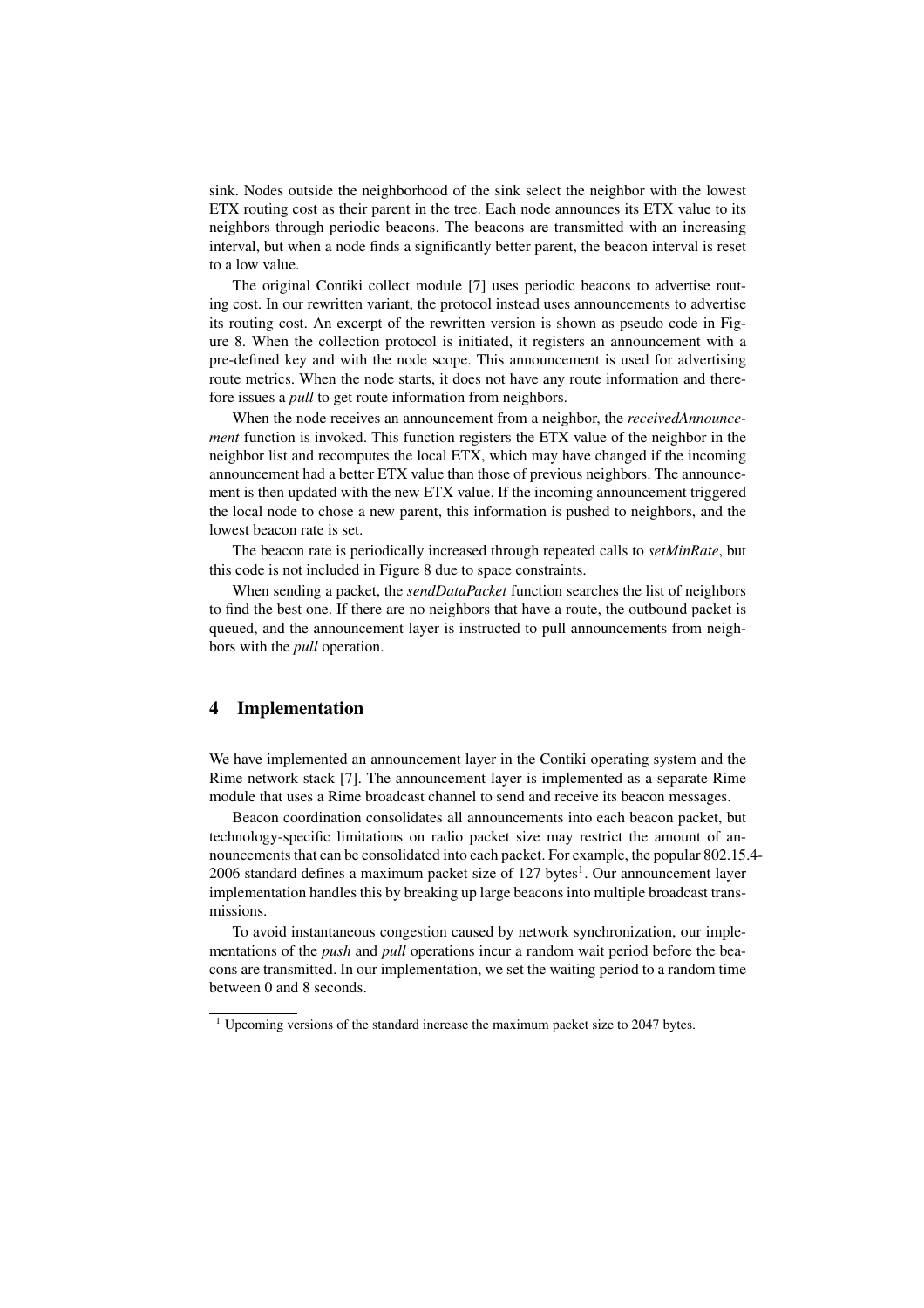sink. Nodes outside the neighborhood of the sink select the neighbor with the lowest ETX routing cost as their parent in the tree. Each node announces its ETX value to its neighbors through periodic beacons. The beacons are transmitted with an increasing interval, but when a node finds a significantly better parent, the beacon interval is reset to a low value.

The original Contiki collect module [7] uses periodic beacons to advertise routing cost. In our rewritten variant, the protocol instead uses announcements to advertise its routing cost. An excerpt of the rewritten version is shown as pseudo code in Figure 8. When the collection protocol is initiated, it registers an announcement with a pre-defined key and with the node scope. This announcement is used for advertising route metrics. When the node starts, it does not have any route information and therefore issues a *pull* to get route information from neighbors.

When the node receives an announcement from a neighbor, the *receivedAnnouncement* function is invoked. This function registers the ETX value of the neighbor in the neighbor list and recomputes the local ETX, which may have changed if the incoming announcement had a better ETX value than those of previous neighbors. The announcement is then updated with the new ETX value. If the incoming announcement triggered the local node to chose a new parent, this information is pushed to neighbors, and the lowest beacon rate is set.

The beacon rate is periodically increased through repeated calls to *setMinRate*, but this code is not included in Figure 8 due to space constraints.

When sending a packet, the *sendDataPacket* function searches the list of neighbors to find the best one. If there are no neighbors that have a route, the outbound packet is queued, and the announcement layer is instructed to pull announcements from neighbors with the *pull* operation.

## 4 Implementation

We have implemented an announcement layer in the Contiki operating system and the Rime network stack [7]. The announcement layer is implemented as a separate Rime module that uses a Rime broadcast channel to send and receive its beacon messages.

Beacon coordination consolidates all announcements into each beacon packet, but technology-specific limitations on radio packet size may restrict the amount of announcements that can be consolidated into each packet. For example, the popular 802.15.4-2006 standard defines a maximum packet size of 127 bytes[1]. Our announcement layer implementation handles this by breaking up large beacons into multiple broadcast transmissions.

To avoid instantaneous congestion caused by network synchronization, our implementations of the *push* and *pull* operations incur a random wait period before the beacons are transmitted. In our implementation, we set the waiting period to a random time between 0 and 8 seconds.

[1] Upcoming versions of the standard increase the maximum packet size to 2047 bytes.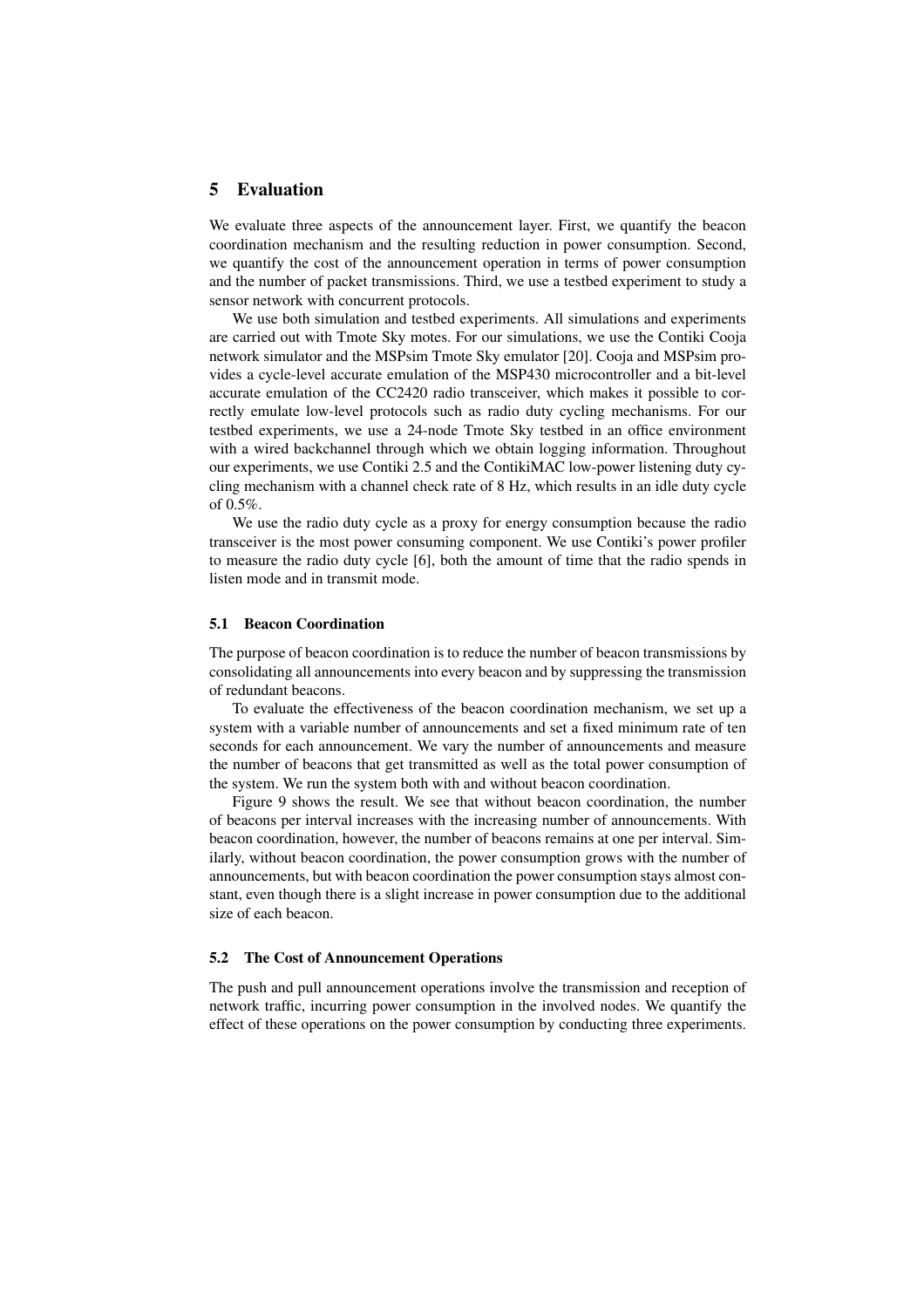## 5 Evaluation

We evaluate three aspects of the announcement layer. First, we quantify the beacon coordination mechanism and the resulting reduction in power consumption. Second, we quantify the cost of the announcement operation in terms of power consumption and the number of packet transmissions. Third, we use a testbed experiment to study a sensor network with concurrent protocols.

We use both simulation and testbed experiments. All simulations and experiments are carried out with Tmote Sky motes. For our simulations, we use the Contiki Cooja network simulator and the MSPsim Tmote Sky emulator [20]. Cooja and MSPsim provides a cycle-level accurate emulation of the MSP430 microcontroller and a bit-level accurate emulation of the CC2420 radio transceiver, which makes it possible to correctly emulate low-level protocols such as radio duty cycling mechanisms. For our testbed experiments, we use a 24-node Tmote Sky testbed in an office environment with a wired backchannel through which we obtain logging information. Throughout our experiments, we use Contiki 2.5 and the ContikiMAC low-power listening duty cycling mechanism with a channel check rate of 8 Hz, which results in an idle duty cycle of 0.5%.

We use the radio duty cycle as a proxy for energy consumption because the radio transceiver is the most power consuming component. We use Contiki's power profiler to measure the radio duty cycle [6], both the amount of time that the radio spends in listen mode and in transmit mode.

### 5.1 Beacon Coordination

The purpose of beacon coordination is to reduce the number of beacon transmissions by consolidating all announcements into every beacon and by suppressing the transmission of redundant beacons.

To evaluate the effectiveness of the beacon coordination mechanism, we set up a system with a variable number of announcements and set a fixed minimum rate of ten seconds for each announcement. We vary the number of announcements and measure the number of beacons that get transmitted as well as the total power consumption of the system. We run the system both with and without beacon coordination.

Figure 9 shows the result. We see that without beacon coordination, the number of beacons per interval increases with the increasing number of announcements. With beacon coordination, however, the number of beacons remains at one per interval. Similarly, without beacon coordination, the power consumption grows with the number of announcements, but with beacon coordination the power consumption stays almost constant, even though there is a slight increase in power consumption due to the additional size of each beacon.

### 5.2 The Cost of Announcement Operations

The push and pull announcement operations involve the transmission and reception of network traffic, incurring power consumption in the involved nodes. We quantify the effect of these operations on the power consumption by conducting three experiments.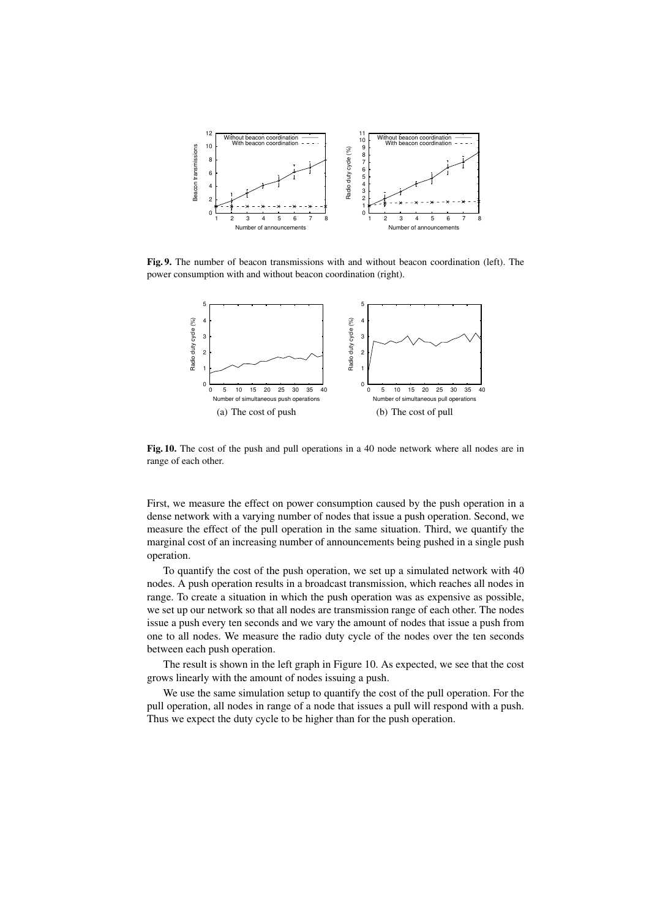**Fig. 9.** The number of beacon transmissions with and without beacon coordination (left). The power consumption with and without beacon coordination (right).

(a) The cost of push

(b) The cost of pull

**Fig. 10.** The cost of the push and pull operations in a 40 node network where all nodes are in range of each other.

First, we measure the effect on power consumption caused by the push operation in a dense network with a varying number of nodes that issue a push operation. Second, we measure the effect of the pull operation in the same situation. Third, we quantify the marginal cost of an increasing number of announcements being pushed in a single push operation.

To quantify the cost of the push operation, we set up a simulated network with 40 nodes. A push operation results in a broadcast transmission, which reaches all nodes in range. To create a situation in which the push operation was as expensive as possible, we set up our network so that all nodes are transmission range of each other. The nodes issue a push every ten seconds and we vary the amount of nodes that issue a push from one to all nodes. We measure the radio duty cycle of the nodes over the ten seconds between each push operation.

The result is shown in the left graph in Figure 10. As expected, we see that the cost grows linearly with the amount of nodes issuing a push.

We use the same simulation setup to quantify the cost of the pull operation. For the pull operation, all nodes in range of a node that issues a pull will respond with a push. Thus we expect the duty cycle to be higher than for the push operation.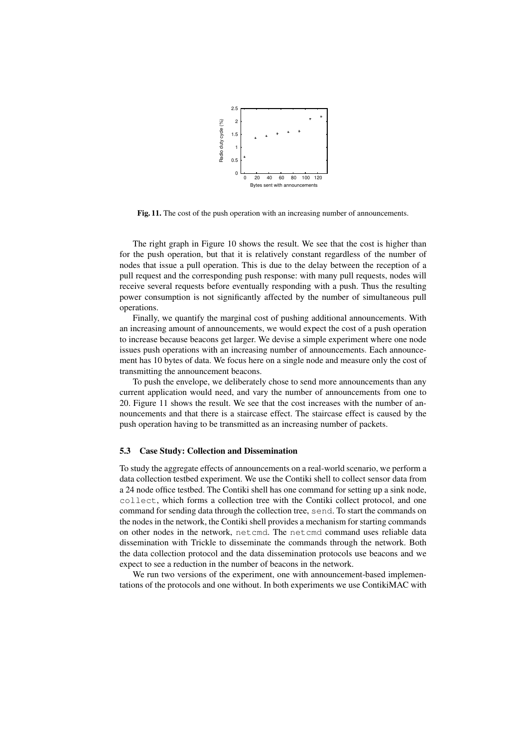**Fig. 11.** The cost of the push operation with an increasing number of announcements.

The right graph in Figure 10 shows the result. We see that the cost is higher than for the push operation, but that it is relatively constant regardless of the number of nodes that issue a pull operation. This is due to the delay between the reception of a pull request and the corresponding push response: with many pull requests, nodes will receive several requests before eventually responding with a push. Thus the resulting power consumption is not significantly affected by the number of simultaneous pull operations.

Finally, we quantify the marginal cost of pushing additional announcements. With an increasing amount of announcements, we would expect the cost of a push operation to increase because beacons get larger. We devise a simple experiment where one node issues push operations with an increasing number of announcements. Each announcement has 10 bytes of data. We focus here on a single node and measure only the cost of transmitting the announcement beacons.

To push the envelope, we deliberately chose to send more announcements than any current application would need, and vary the number of announcements from one to 20. Figure 11 shows the result. We see that the cost increases with the number of announcements and that there is a staircase effect. The staircase effect is caused by the push operation having to be transmitted as an increasing number of packets.

### 5.3 Case Study: Collection and Dissemination

To study the aggregate effects of announcements on a real-world scenario, we perform a data collection testbed experiment. We use the Contiki shell to collect sensor data from a 24 node office testbed. The Contiki shell has one command for setting up a sink node, `collect`, which forms a collection tree with the Contiki collect protocol, and one command for sending data through the collection tree, `send`. To start the commands on the nodes in the network, the Contiki shell provides a mechanism for starting commands on other nodes in the network, `netcmd`. The `netcmd` command uses reliable data dissemination with Trickle to disseminate the commands through the network. Both the data collection protocol and the data dissemination protocols use beacons and we expect to see a reduction in the number of beacons in the network.

We run two versions of the experiment, one with announcement-based implementations of the protocols and one without. In both experiments we use ContikiMAC with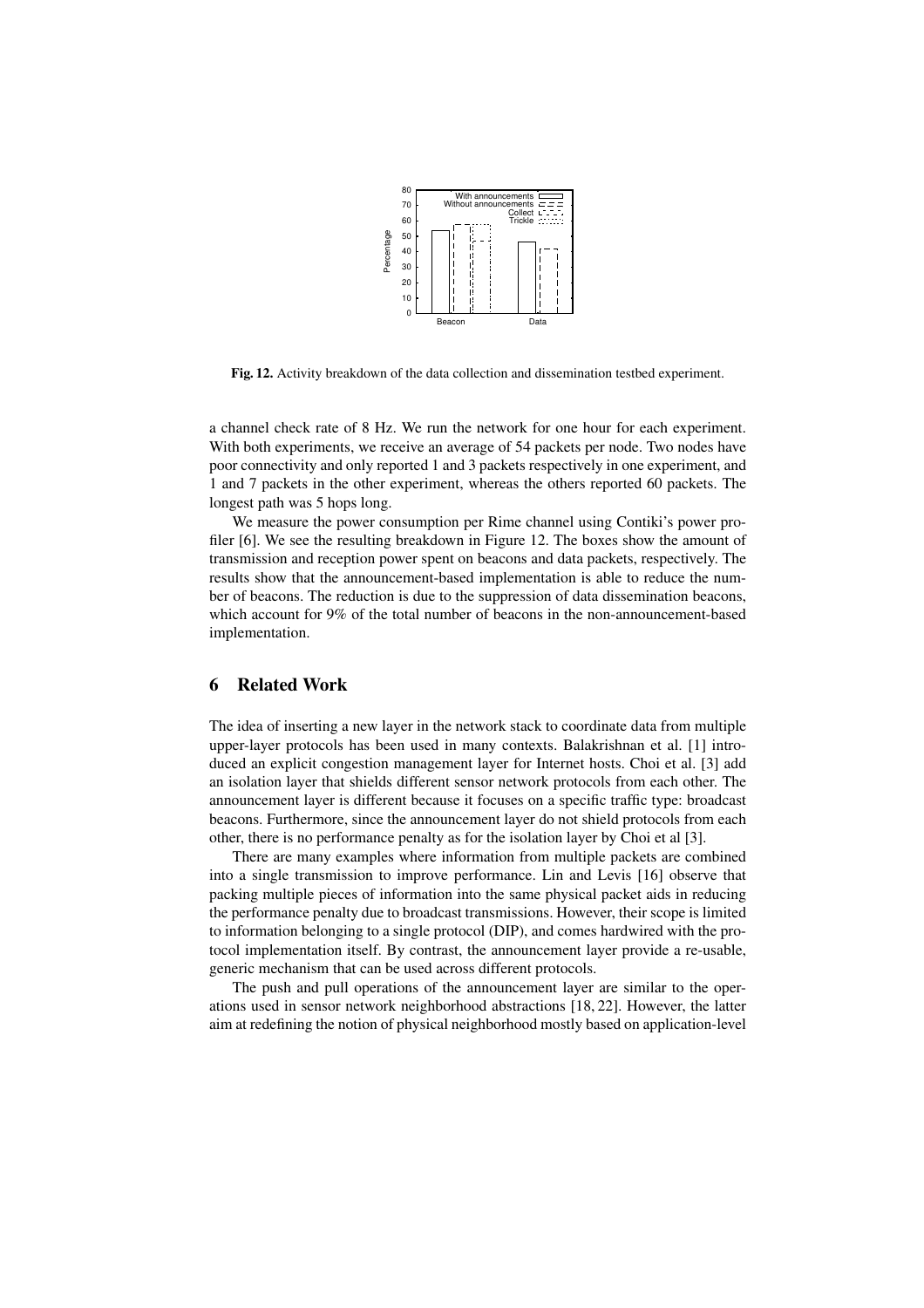**Fig. 12.** Activity breakdown of the data collection and dissemination testbed experiment.

a channel check rate of 8 Hz. We run the network for one hour for each experiment. With both experiments, we receive an average of 54 packets per node. Two nodes have poor connectivity and only reported 1 and 3 packets respectively in one experiment, and 1 and 7 packets in the other experiment, whereas the others reported 60 packets. The longest path was 5 hops long.

We measure the power consumption per Rime channel using Contiki's power profiler [6]. We see the resulting breakdown in Figure 12. The boxes show the amount of transmission and reception power spent on beacons and data packets, respectively. The results show that the announcement-based implementation is able to reduce the number of beacons. The reduction is due to the suppression of data dissemination beacons, which account for 9% of the total number of beacons in the non-announcement-based implementation.

## 6 Related Work

The idea of inserting a new layer in the network stack to coordinate data from multiple upper-layer protocols has been used in many contexts. Balakrishnan et al. [1] introduced an explicit congestion management layer for Internet hosts. Choi et al. [3] add an isolation layer that shields different sensor network protocols from each other. The announcement layer is different because it focuses on a specific traffic type: broadcast beacons. Furthermore, since the announcement layer do not shield protocols from each other, there is no performance penalty as for the isolation layer by Choi et al [3].

There are many examples where information from multiple packets are combined into a single transmission to improve performance. Lin and Levis [16] observe that packing multiple pieces of information into the same physical packet aids in reducing the performance penalty due to broadcast transmissions. However, their scope is limited to information belonging to a single protocol (DIP), and comes hardwired with the protocol implementation itself. By contrast, the announcement layer provide a re-usable, generic mechanism that can be used across different protocols.

The push and pull operations of the announcement layer are similar to the operations used in sensor network neighborhood abstractions [18, 22]. However, the latter aim at redefining the notion of physical neighborhood mostly based on application-level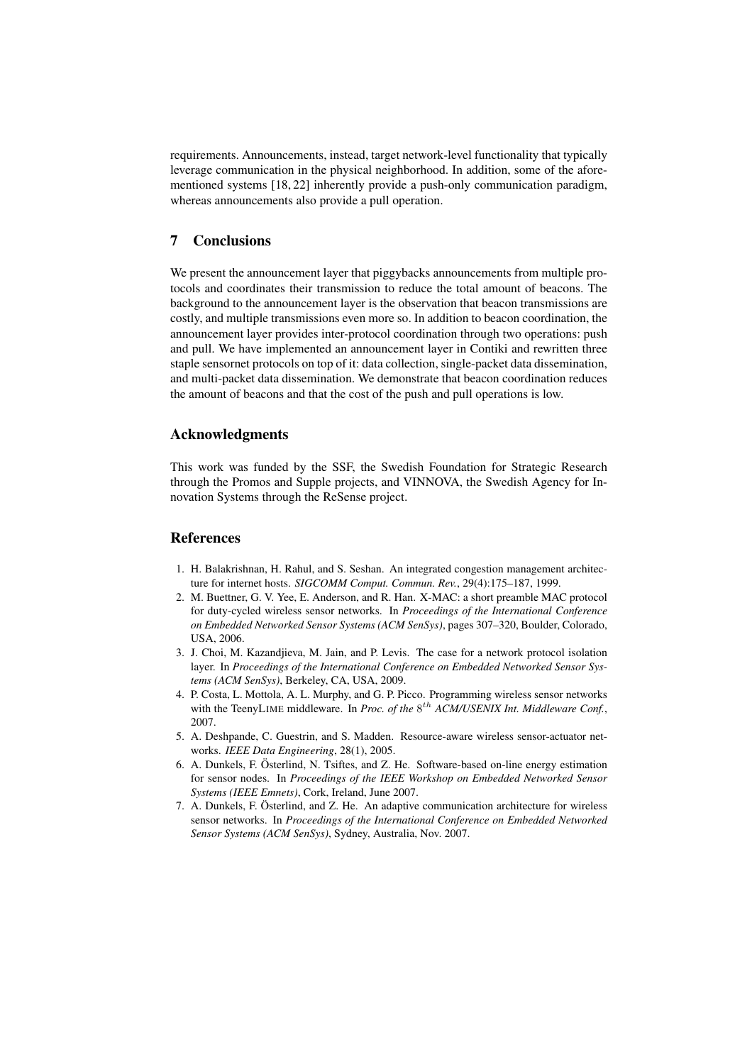requirements. Announcements, instead, target network-level functionality that typically leverage communication in the physical neighborhood. In addition, some of the aforementioned systems [18, 22] inherently provide a push-only communication paradigm, whereas announcements also provide a pull operation.

## 7 Conclusions

We present the announcement layer that piggybacks announcements from multiple protocols and coordinates their transmission to reduce the total amount of beacons. The background to the announcement layer is the observation that beacon transmissions are costly, and multiple transmissions even more so. In addition to beacon coordination, the announcement layer provides inter-protocol coordination through two operations: push and pull. We have implemented an announcement layer in Contiki and rewritten three staple sensornet protocols on top of it: data collection, single-packet data dissemination, and multi-packet data dissemination. We demonstrate that beacon coordination reduces the amount of beacons and that the cost of the push and pull operations is low.

## Acknowledgments

This work was funded by the SSF, the Swedish Foundation for Strategic Research through the Promos and Supple projects, and VINNOVA, the Swedish Agency for Innovation Systems through the ReSense project.

## References

1. H. Balakrishnan, H. Rahul, and S. Seshan. An integrated congestion management architecture for internet hosts. *SIGCOMM Comput. Commun. Rev.*, 29(4):175–187, 1999.
2. M. Buettner, G. V. Yee, E. Anderson, and R. Han. X-MAC: a short preamble MAC protocol for duty-cycled wireless sensor networks. In *Proceedings of the International Conference on Embedded Networked Sensor Systems (ACM SenSys)*, pages 307–320, Boulder, Colorado, USA, 2006.
3. J. Choi, M. Kazandjieva, M. Jain, and P. Levis. The case for a network protocol isolation layer. In *Proceedings of the International Conference on Embedded Networked Sensor Systems (ACM SenSys)*, Berkeley, CA, USA, 2009.
4. P. Costa, L. Mottola, A. L. Murphy, and G. P. Picco. Programming wireless sensor networks with the TeenyLIME middleware. In *Proc. of the $8^{th}$ ACM/USENIX Int. Middleware Conf.*, 2007.
5. A. Deshpande, C. Guestrin, and S. Madden. Resource-aware wireless sensor-actuator networks. *IEEE Data Engineering*, 28(1), 2005.
6. A. Dunkels, F. Österlind, N. Tsiftes, and Z. He. Software-based on-line energy estimation for sensor nodes. In *Proceedings of the IEEE Workshop on Embedded Networked Sensor Systems (IEEE Emnets)*, Cork, Ireland, June 2007.
7. A. Dunkels, F. Österlind, and Z. He. An adaptive communication architecture for wireless sensor networks. In *Proceedings of the International Conference on Embedded Networked Sensor Systems (ACM SenSys)*, Sydney, Australia, Nov. 2007.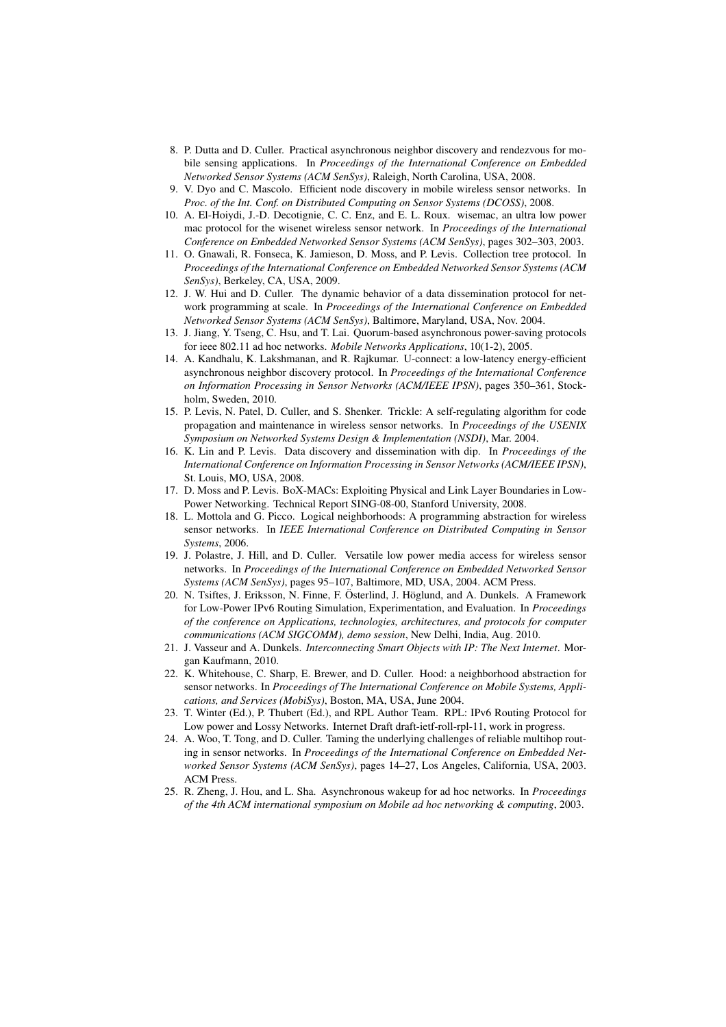8. P. Dutta and D. Culler. Practical asynchronous neighbor discovery and rendezvous for mobile sensing applications. In *Proceedings of the International Conference on Embedded Networked Sensor Systems (ACM SenSys)*, Raleigh, North Carolina, USA, 2008.
9. V. Dyo and C. Mascolo. Efficient node discovery in mobile wireless sensor networks. In *Proc. of the Int. Conf. on Distributed Computing on Sensor Systems (DCOSS)*, 2008.
10. A. El-Hoiydi, J.-D. Decotignie, C. C. Enz, and E. L. Roux. wisemac, an ultra low power mac protocol for the wisenet wireless sensor network. In *Proceedings of the International Conference on Embedded Networked Sensor Systems (ACM SenSys)*, pages 302–303, 2003.
11. O. Gnawali, R. Fonseca, K. Jamieson, D. Moss, and P. Levis. Collection tree protocol. In *Proceedings of the International Conference on Embedded Networked Sensor Systems (ACM SenSys)*, Berkeley, CA, USA, 2009.
12. J. W. Hui and D. Culler. The dynamic behavior of a data dissemination protocol for network programming at scale. In *Proceedings of the International Conference on Embedded Networked Sensor Systems (ACM SenSys)*, Baltimore, Maryland, USA, Nov. 2004.
13. J. Jiang, Y. Tseng, C. Hsu, and T. Lai. Quorum-based asynchronous power-saving protocols for ieee 802.11 ad hoc networks. *Mobile Networks Applications*, 10(1-2), 2005.
14. A. Kandhalu, K. Lakshmanan, and R. Rajkumar. U-connect: a low-latency energy-efficient asynchronous neighbor discovery protocol. In *Proceedings of the International Conference on Information Processing in Sensor Networks (ACM/IEEE IPSN)*, pages 350–361, Stockholm, Sweden, 2010.
15. P. Levis, N. Patel, D. Culler, and S. Shenker. Trickle: A self-regulating algorithm for code propagation and maintenance in wireless sensor networks. In *Proceedings of the USENIX Symposium on Networked Systems Design & Implementation (NSDI)*, Mar. 2004.
16. K. Lin and P. Levis. Data discovery and dissemination with dip. In *Proceedings of the International Conference on Information Processing in Sensor Networks (ACM/IEEE IPSN)*, St. Louis, MO, USA, 2008.
17. D. Moss and P. Levis. BoX-MACs: Exploiting Physical and Link Layer Boundaries in Low-Power Networking. Technical Report SING-08-00, Stanford University, 2008.
18. L. Mottola and G. Picco. Logical neighborhoods: A programming abstraction for wireless sensor networks. In *IEEE International Conference on Distributed Computing in Sensor Systems*, 2006.
19. J. Polastre, J. Hill, and D. Culler. Versatile low power media access for wireless sensor networks. In *Proceedings of the International Conference on Embedded Networked Sensor Systems (ACM SenSys)*, pages 95–107, Baltimore, MD, USA, 2004. ACM Press.
20. N. Tsiftes, J. Eriksson, N. Finne, F. Österlind, J. Höglund, and A. Dunkels. A Framework for Low-Power IPv6 Routing Simulation, Experimentation, and Evaluation. In *Proceedings of the conference on Applications, technologies, architectures, and protocols for computer communications (ACM SIGCOMM), demo session*, New Delhi, India, Aug. 2010.
21. J. Vasseur and A. Dunkels. *Interconnecting Smart Objects with IP: The Next Internet*. Morgan Kaufmann, 2010.
22. K. Whitehouse, C. Sharp, E. Brewer, and D. Culler. Hood: a neighborhood abstraction for sensor networks. In *Proceedings of The International Conference on Mobile Systems, Applications, and Services (MobiSys)*, Boston, MA, USA, June 2004.
23. T. Winter (Ed.), P. Thubert (Ed.), and RPL Author Team. RPL: IPv6 Routing Protocol for Low power and Lossy Networks. Internet Draft draft-ietf-roll-rpl-11, work in progress.
24. A. Woo, T. Tong, and D. Culler. Taming the underlying challenges of reliable multihop routing in sensor networks. In *Proceedings of the International Conference on Embedded Networked Sensor Systems (ACM SenSys)*, pages 14–27, Los Angeles, California, USA, 2003. ACM Press.
25. R. Zheng, J. Hou, and L. Sha. Asynchronous wakeup for ad hoc networks. In *Proceedings of the 4th ACM international symposium on Mobile ad hoc networking & computing*, 2003.